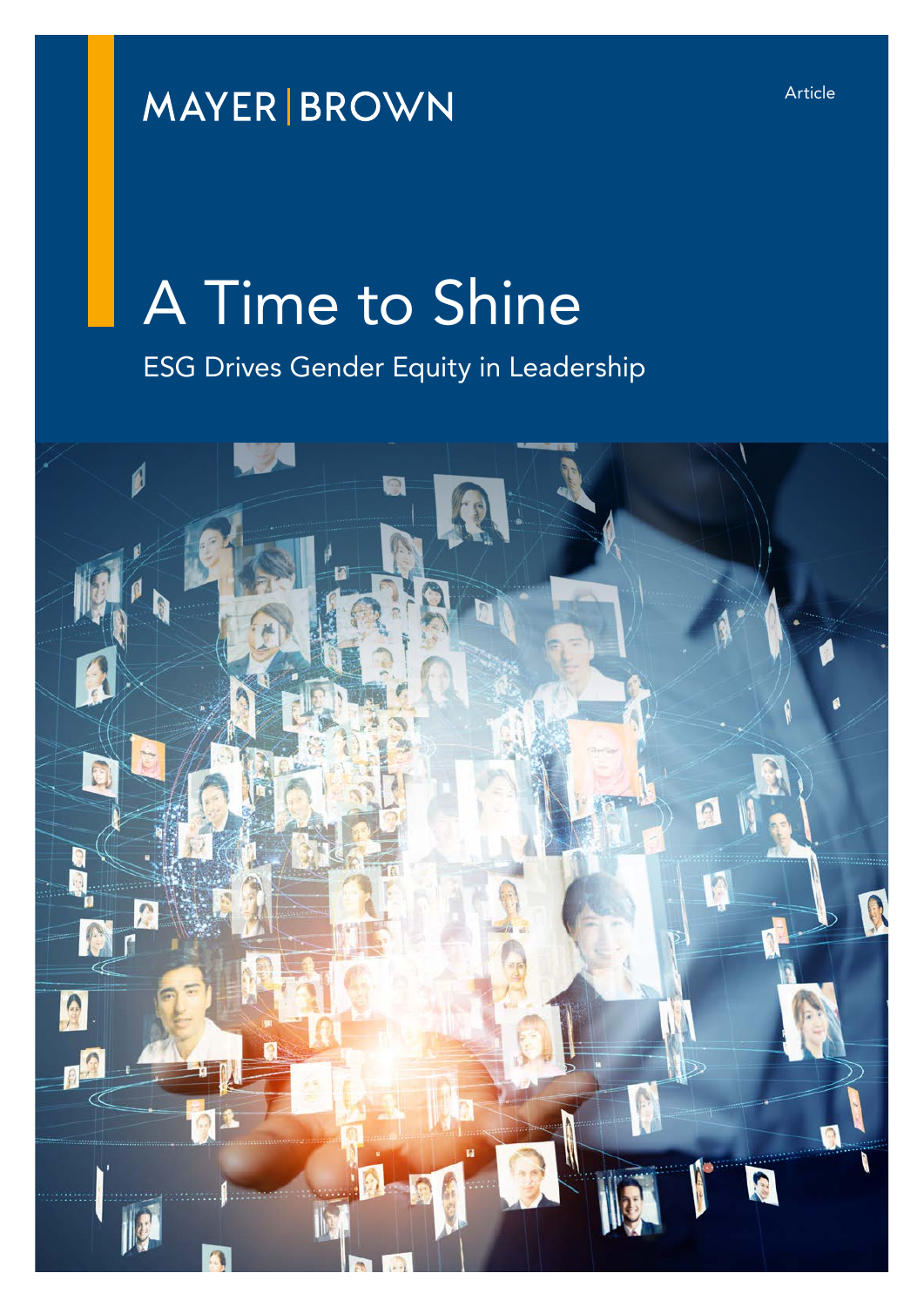MAYER | BROWN

Article

# A Time to Shine

## ESG Drives Gender Equity in Leadership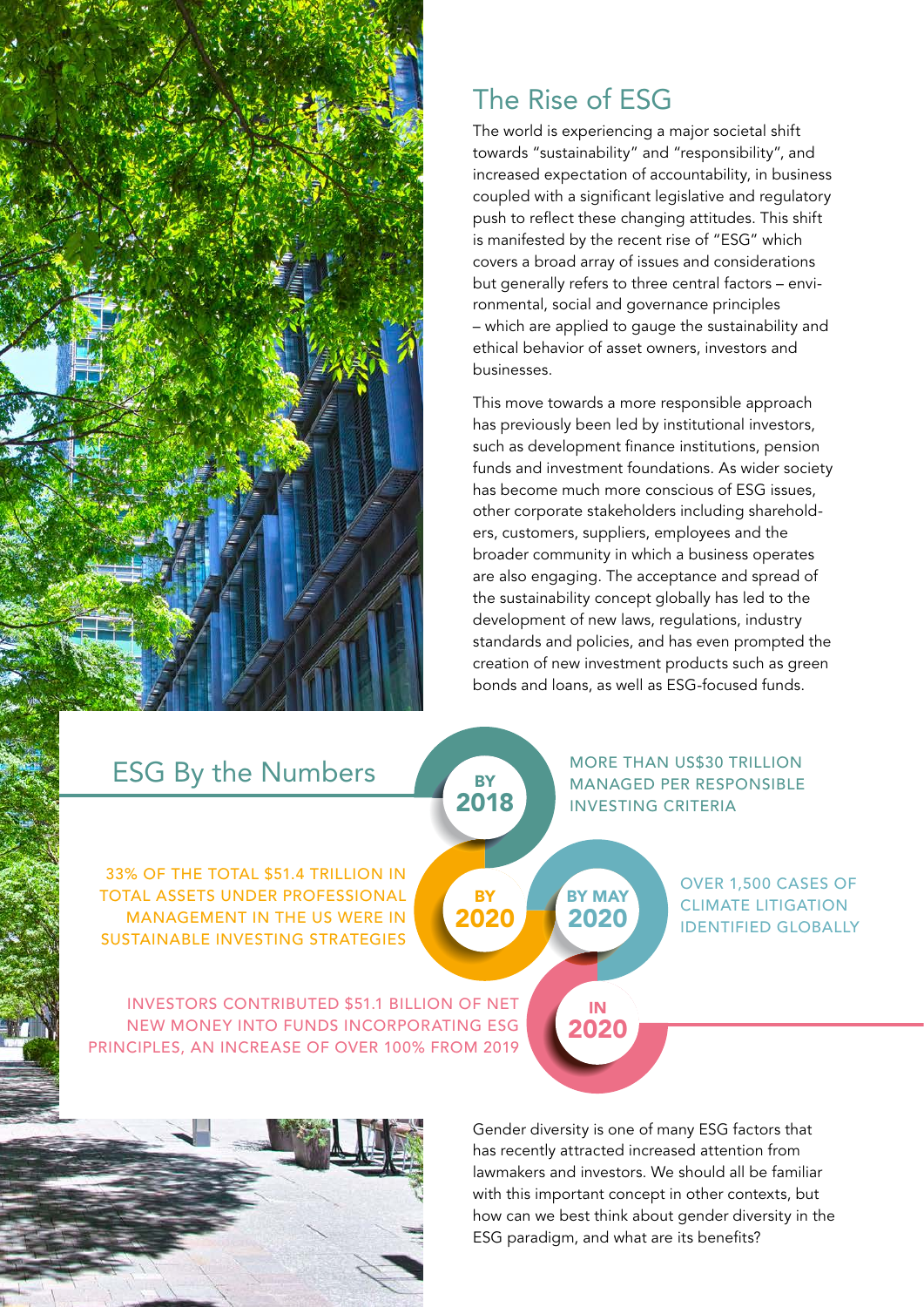## The Rise of ESG

The world is experiencing a major societal shift towards "sustainability" and "responsibility", and increased expectation of accountability, in business coupled with a significant legislative and regulatory push to reflect these changing attitudes. This shift is manifested by the recent rise of "ESG" which covers a broad array of issues and considerations but generally refers to three central factors – environmental, social and governance principles – which are applied to gauge the sustainability and ethical behavior of asset owners, investors and businesses.

This move towards a more responsible approach has previously been led by institutional investors, such as development finance institutions, pension funds and investment foundations. As wider society has become much more conscious of ESG issues, other corporate stakeholders including shareholders, customers, suppliers, employees and the broader community in which a business operates are also engaging. The acceptance and spread of the sustainability concept globally has led to the development of new laws, regulations, industry standards and policies, and has even prompted the creation of new investment products such as green bonds and loans, as well as ESG-focused funds.

## ESG By the Numbers

**BY 2018** – MORE THAN US$30 TRILLION MANAGED PER RESPONSIBLE INVESTING CRITERIA

**BY 2020** – 33% OF THE TOTAL $51.4 TRILLION IN TOTAL ASSETS UNDER PROFESSIONAL MANAGEMENT IN THE US WERE IN SUSTAINABLE INVESTING STRATEGIES

**BY MAY 2020** – OVER 1,500 CASES OF CLIMATE LITIGATION IDENTIFIED GLOBALLY

**IN 2020** – INVESTORS CONTRIBUTED $51.1 BILLION OF NET NEW MONEY INTO FUNDS INCORPORATING ESG PRINCIPLES, AN INCREASE OF OVER 100% FROM 2019

Gender diversity is one of many ESG factors that has recently attracted increased attention from lawmakers and investors. We should all be familiar with this important concept in other contexts, but how can we best think about gender diversity in the ESG paradigm, and what are its benefits?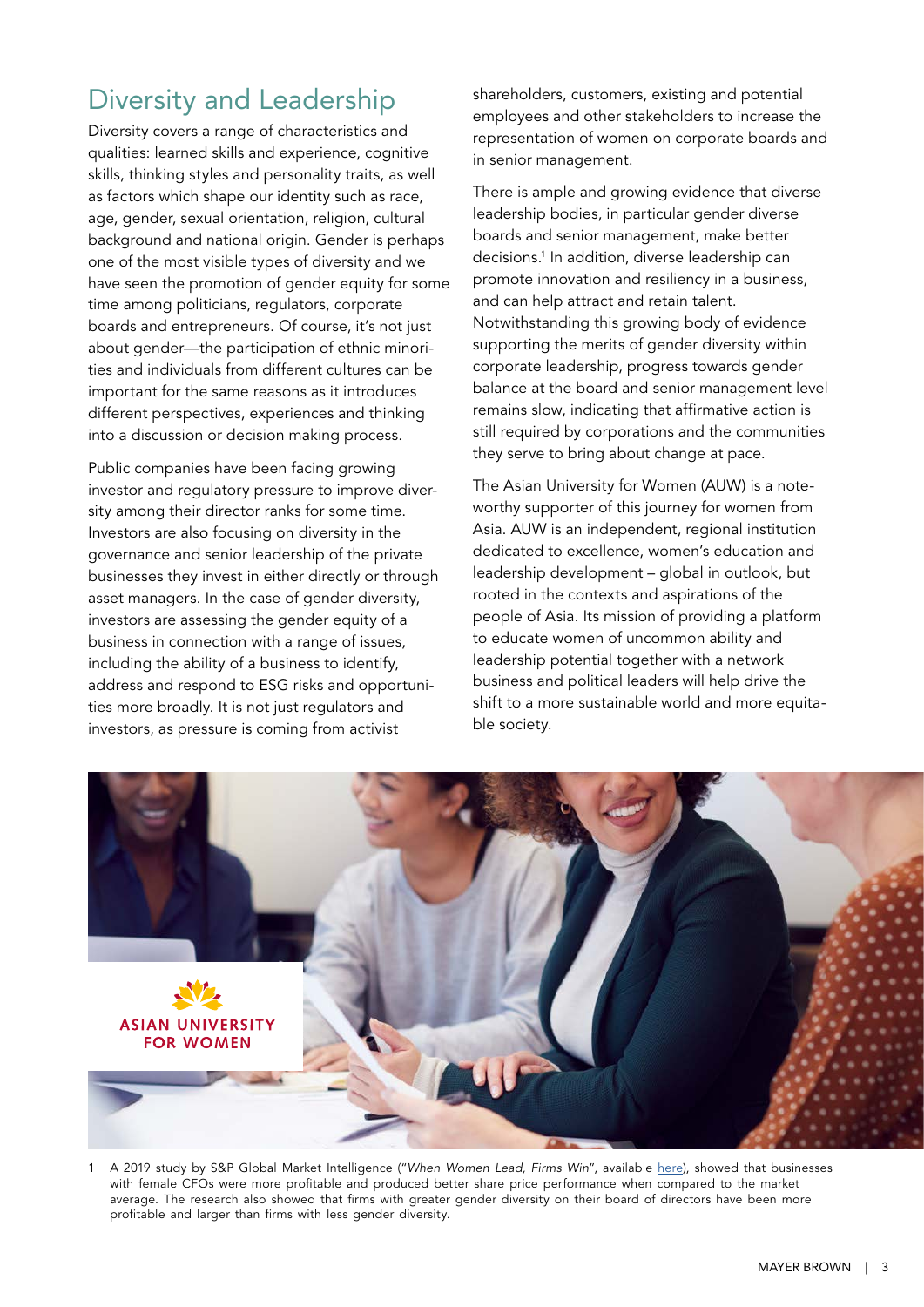## Diversity and Leadership

Diversity covers a range of characteristics and qualities: learned skills and experience, cognitive skills, thinking styles and personality traits, as well as factors which shape our identity such as race, age, gender, sexual orientation, religion, cultural background and national origin. Gender is perhaps one of the most visible types of diversity and we have seen the promotion of gender equity for some time among politicians, regulators, corporate boards and entrepreneurs. Of course, it's not just about gender—the participation of ethnic minorities and individuals from different cultures can be important for the same reasons as it introduces different perspectives, experiences and thinking into a discussion or decision making process.

Public companies have been facing growing investor and regulatory pressure to improve diversity among their director ranks for some time. Investors are also focusing on diversity in the governance and senior leadership of the private businesses they invest in either directly or through asset managers. In the case of gender diversity, investors are assessing the gender equity of a business in connection with a range of issues, including the ability of a business to identify, address and respond to ESG risks and opportunities more broadly. It is not just regulators and investors, as pressure is coming from activist shareholders, customers, existing and potential employees and other stakeholders to increase the representation of women on corporate boards and in senior management.

There is ample and growing evidence that diverse leadership bodies, in particular gender diverse boards and senior management, make better decisions.[1] In addition, diverse leadership can promote innovation and resiliency in a business, and can help attract and retain talent. Notwithstanding this growing body of evidence supporting the merits of gender diversity within corporate leadership, progress towards gender balance at the board and senior management level remains slow, indicating that affirmative action is still required by corporations and the communities they serve to bring about change at pace.

The Asian University for Women (AUW) is a noteworthy supporter of this journey for women from Asia. AUW is an independent, regional institution dedicated to excellence, women's education and leadership development – global in outlook, but rooted in the contexts and aspirations of the people of Asia. Its mission of providing a platform to educate women of uncommon ability and leadership potential together with a network business and political leaders will help drive the shift to a more sustainable world and more equitable society.

ASIAN UNIVERSITY FOR WOMEN

1 A 2019 study by S&P Global Market Intelligence ("*When Women Lead, Firms Win*", available here), showed that businesses with female CFOs were more profitable and produced better share price performance when compared to the market average. The research also showed that firms with greater gender diversity on their board of directors have been more profitable and larger than firms with less gender diversity.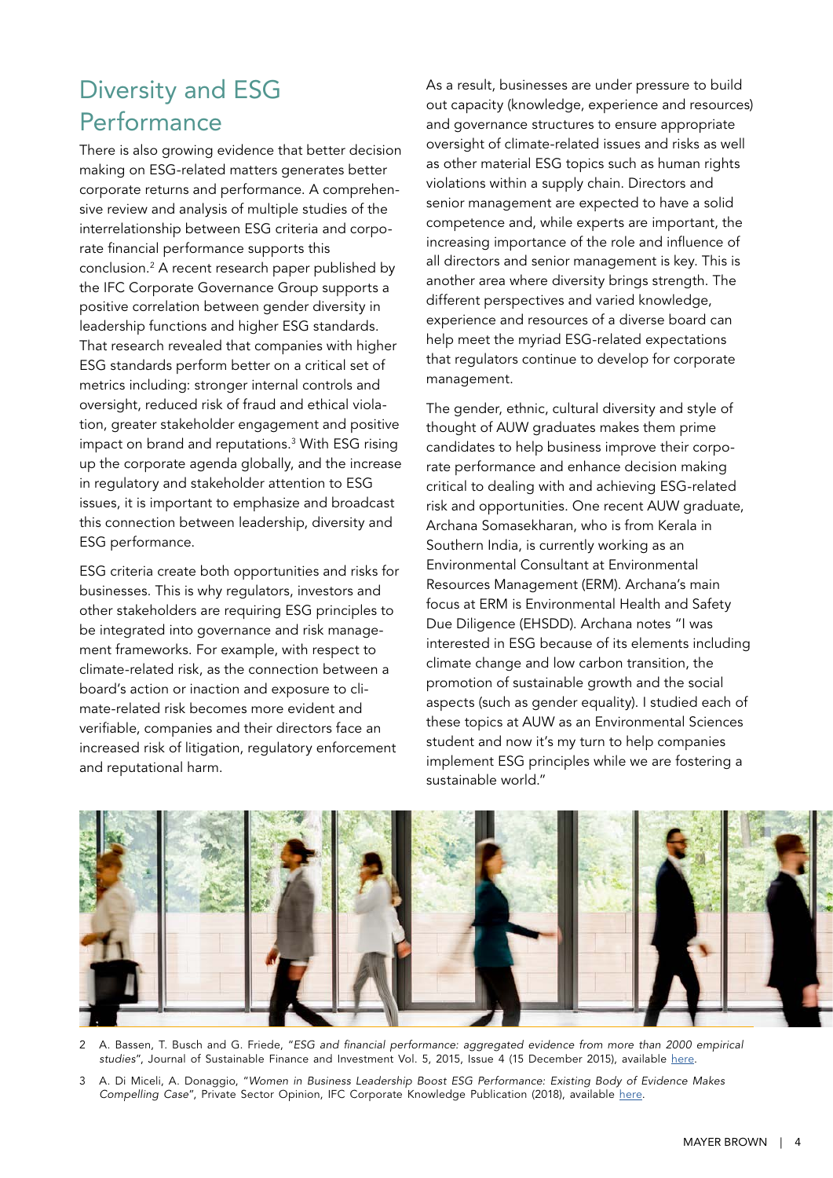## Diversity and ESG Performance

There is also growing evidence that better decision making on ESG-related matters generates better corporate returns and performance. A comprehensive review and analysis of multiple studies of the interrelationship between ESG criteria and corporate financial performance supports this conclusion.[2] A recent research paper published by the IFC Corporate Governance Group supports a positive correlation between gender diversity in leadership functions and higher ESG standards. That research revealed that companies with higher ESG standards perform better on a critical set of metrics including: stronger internal controls and oversight, reduced risk of fraud and ethical violation, greater stakeholder engagement and positive impact on brand and reputations.[3] With ESG rising up the corporate agenda globally, and the increase in regulatory and stakeholder attention to ESG issues, it is important to emphasize and broadcast this connection between leadership, diversity and ESG performance.

ESG criteria create both opportunities and risks for businesses. This is why regulators, investors and other stakeholders are requiring ESG principles to be integrated into governance and risk management frameworks. For example, with respect to climate-related risk, as the connection between a board's action or inaction and exposure to climate-related risk becomes more evident and verifiable, companies and their directors face an increased risk of litigation, regulatory enforcement and reputational harm.

As a result, businesses are under pressure to build out capacity (knowledge, experience and resources) and governance structures to ensure appropriate oversight of climate-related issues and risks as well as other material ESG topics such as human rights violations within a supply chain. Directors and senior management are expected to have a solid competence and, while experts are important, the increasing importance of the role and influence of all directors and senior management is key. This is another area where diversity brings strength. The different perspectives and varied knowledge, experience and resources of a diverse board can help meet the myriad ESG-related expectations that regulators continue to develop for corporate management.

The gender, ethnic, cultural diversity and style of thought of AUW graduates makes them prime candidates to help business improve their corporate performance and enhance decision making critical to dealing with and achieving ESG-related risk and opportunities. One recent AUW graduate, Archana Somasekharan, who is from Kerala in Southern India, is currently working as an Environmental Consultant at Environmental Resources Management (ERM). Archana's main focus at ERM is Environmental Health and Safety Due Diligence (EHSDD). Archana notes "I was interested in ESG because of its elements including climate change and low carbon transition, the promotion of sustainable growth and the social aspects (such as gender equality). I studied each of these topics at AUW as an Environmental Sciences student and now it's my turn to help companies implement ESG principles while we are fostering a sustainable world."

---

2 A. Bassen, T. Busch and G. Friede, "*ESG and financial performance: aggregated evidence from more than 2000 empirical studies*", Journal of Sustainable Finance and Investment Vol. 5, 2015, Issue 4 (15 December 2015), available here.

3 A. Di Miceli, A. Donaggio, "*Women in Business Leadership Boost ESG Performance: Existing Body of Evidence Makes Compelling Case*", Private Sector Opinion, IFC Corporate Knowledge Publication (2018), available here.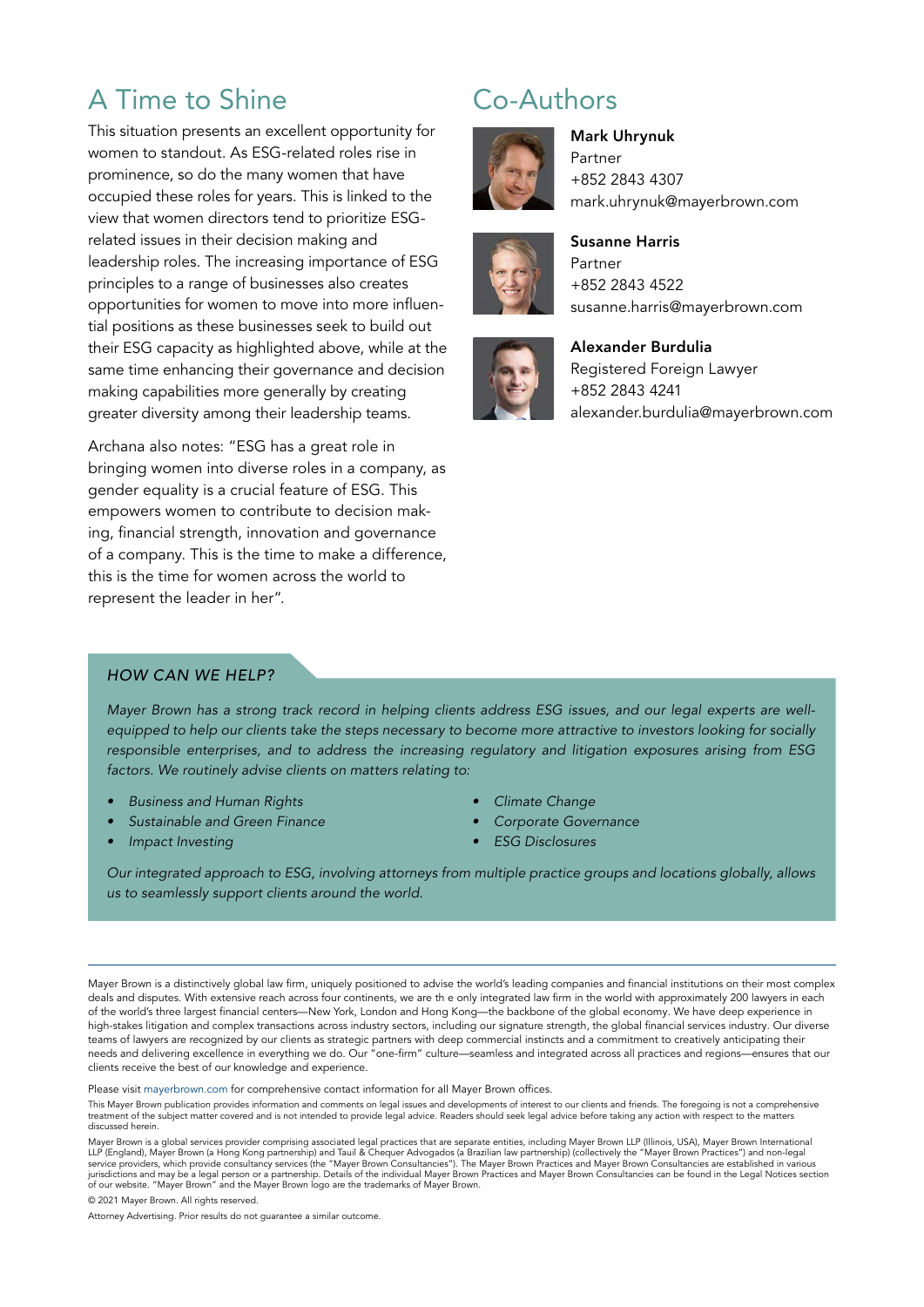## A Time to Shine

This situation presents an excellent opportunity for women to standout. As ESG-related roles rise in prominence, so do the many women that have occupied these roles for years. This is linked to the view that women directors tend to prioritize ESG-related issues in their decision making and leadership roles. The increasing importance of ESG principles to a range of businesses also creates opportunities for women to move into more influential positions as these businesses seek to build out their ESG capacity as highlighted above, while at the same time enhancing their governance and decision making capabilities more generally by creating greater diversity among their leadership teams.

Archana also notes: "ESG has a great role in bringing women into diverse roles in a company, as gender equality is a crucial feature of ESG. This empowers women to contribute to decision making, financial strength, innovation and governance of a company. This is the time to make a difference, this is the time for women across the world to represent the leader in her".

## Co-Authors

**Mark Uhrynuk**
Partner
+852 2843 4307
mark.uhrynuk@mayerbrown.com

**Susanne Harris**
Partner
+852 2843 4522
susanne.harris@mayerbrown.com

**Alexander Burdulia**
Registered Foreign Lawyer
+852 2843 4241
alexander.burdulia@mayerbrown.com

*HOW CAN WE HELP?*

*Mayer Brown has a strong track record in helping clients address ESG issues, and our legal experts are well-equipped to help our clients take the steps necessary to become more attractive to investors looking for socially responsible enterprises, and to address the increasing regulatory and litigation exposures arising from ESG factors. We routinely advise clients on matters relating to:*

- *Business and Human Rights*
- *Sustainable and Green Finance*
- *Impact Investing*
- *Climate Change*
- *Corporate Governance*
- *ESG Disclosures*

*Our integrated approach to ESG, involving attorneys from multiple practice groups and locations globally, allows us to seamlessly support clients around the world.*

---

Mayer Brown is a distinctively global law firm, uniquely positioned to advise the world's leading companies and financial institutions on their most complex deals and disputes. With extensive reach across four continents, we are th e only integrated law firm in the world with approximately 200 lawyers in each of the world's three largest financial centers—New York, London and Hong Kong—the backbone of the global economy. We have deep experience in high-stakes litigation and complex transactions across industry sectors, including our signature strength, the global financial services industry. Our diverse teams of lawyers are recognized by our clients as strategic partners with deep commercial instincts and a commitment to creatively anticipating their needs and delivering excellence in everything we do. Our "one-firm" culture—seamless and integrated across all practices and regions—ensures that our clients receive the best of our knowledge and experience.

Please visit mayerbrown.com for comprehensive contact information for all Mayer Brown offices.

This Mayer Brown publication provides information and comments on legal issues and developments of interest to our clients and friends. The foregoing is not a comprehensive treatment of the subject matter covered and is not intended to provide legal advice. Readers should seek legal advice before taking any action with respect to the matters discussed herein.

Mayer Brown is a global services provider comprising associated legal practices that are separate entities, including Mayer Brown LLP (Illinois, USA), Mayer Brown International LLP (England), Mayer Brown (a Hong Kong partnership) and Tauil & Chequer Advogados (a Brazilian law partnership) (collectively the "Mayer Brown Practices") and non-legal service providers, which provide consultancy services (the "Mayer Brown Consultancies"). The Mayer Brown Practices and Mayer Brown Consultancies are established in various jurisdictions and may be a legal person or a partnership. Details of the individual Mayer Brown Practices and Mayer Brown Consultancies can be found in the Legal Notices section of our website. "Mayer Brown" and the Mayer Brown logo are the trademarks of Mayer Brown.

© 2021 Mayer Brown. All rights reserved.

Attorney Advertising. Prior results do not guarantee a similar outcome.